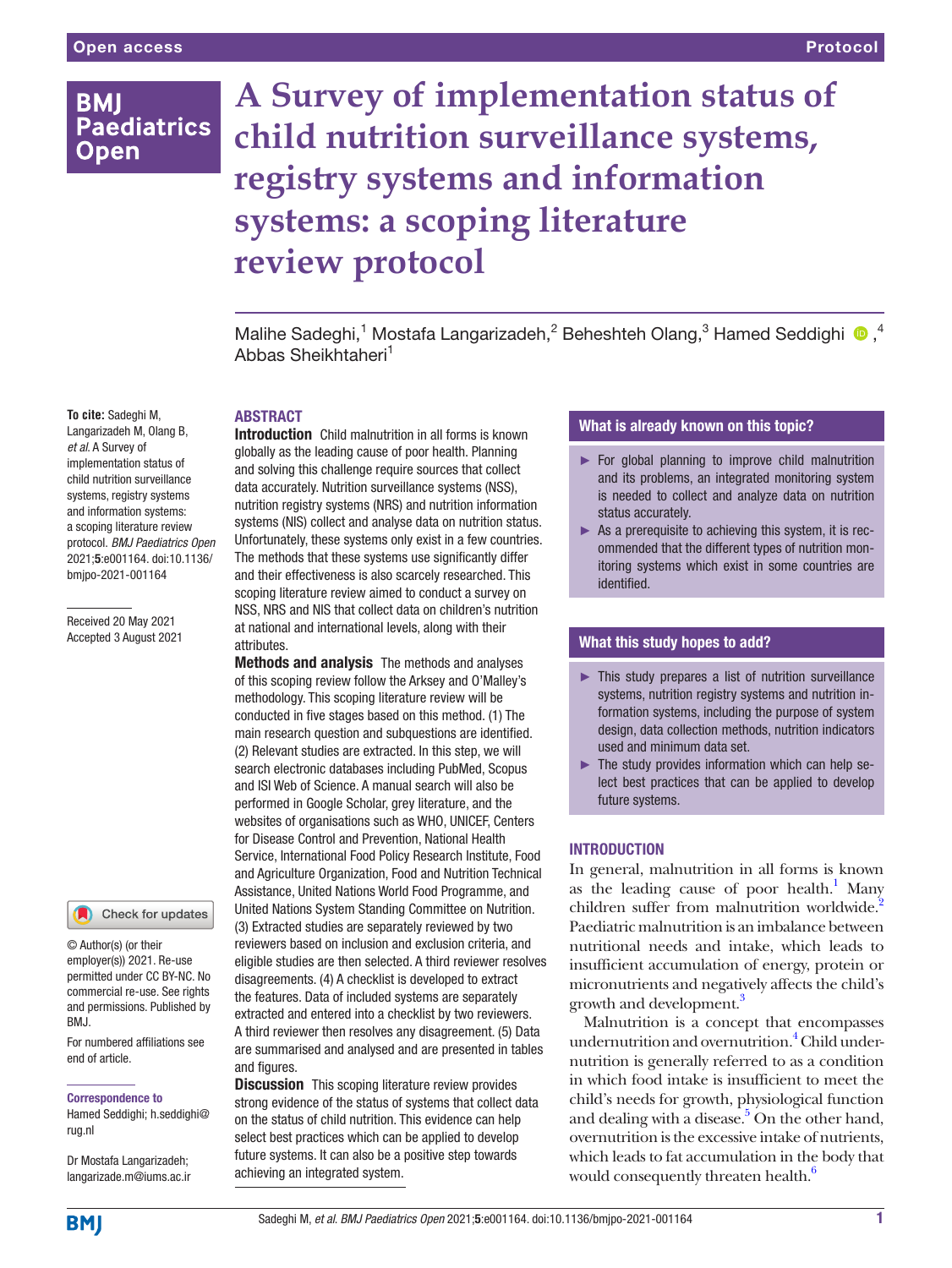# A Survey of implementation status of child nutrition surveillance systems, registry systems and information systems: a scoping literature review protocol

Malihe Sadeghi,[1] Mostafa Langarizadeh,[2] Beheshteh Olang,[3] Hamed Seddighi,[4] Abbas Sheikhtaheri[1]

**To cite:** Sadeghi M, Langarizadeh M, Olang B, *et al*. A Survey of implementation status of child nutrition surveillance systems, registry systems and information systems: a scoping literature review protocol. *BMJ Paediatrics Open* 2021;**5**:e001164. doi:10.1136/bmjpo-2021-001164

Received 20 May 2021
Accepted 3 August 2021

© Author(s) (or their employer(s)) 2021. Re-use permitted under CC BY-NC. No commercial re-use. See rights and permissions. Published by BMJ.

For numbered affiliations see end of article.

**Correspondence to**
Hamed Seddighi; h.seddighi@rug.nl

Dr Mostafa Langarizadeh; langarizade.m@iums.ac.ir

## ABSTRACT

**Introduction** Child malnutrition in all forms is known globally as the leading cause of poor health. Planning and solving this challenge require sources that collect data accurately. Nutrition surveillance systems (NSS), nutrition registry systems (NRS) and nutrition information systems (NIS) collect and analyse data on nutrition status. Unfortunately, these systems only exist in a few countries. The methods that these systems use significantly differ and their effectiveness is also scarcely researched. This scoping literature review aimed to conduct a survey on NSS, NRS and NIS that collect data on children's nutrition at national and international levels, along with their attributes.

**Methods and analysis** The methods and analyses of this scoping review follow the Arksey and O'Malley's methodology. This scoping literature review will be conducted in five stages based on this method. (1) The main research question and subquestions are identified. (2) Relevant studies are extracted. In this step, we will search electronic databases including PubMed, Scopus and ISI Web of Science. A manual search will also be performed in Google Scholar, grey literature, and the websites of organisations such as WHO, UNICEF, Centers for Disease Control and Prevention, National Health Service, International Food Policy Research Institute, Food and Agriculture Organization, Food and Nutrition Technical Assistance, United Nations World Food Programme, and United Nations System Standing Committee on Nutrition. (3) Extracted studies are separately reviewed by two reviewers based on inclusion and exclusion criteria, and eligible studies are then selected. A third reviewer resolves disagreements. (4) A checklist is developed to extract the features. Data of included systems are separately extracted and entered into a checklist by two reviewers. A third reviewer then resolves any disagreement. (5) Data are summarised and analysed and are presented in tables and figures.

**Discussion** This scoping literature review provides strong evidence of the status of systems that collect data on the status of child nutrition. This evidence can help select best practices which can be applied to develop future systems. It can also be a positive step towards achieving an integrated system.

### What is already known on this topic?

- For global planning to improve child malnutrition and its problems, an integrated monitoring system is needed to collect and analyze data on nutrition status accurately.
- As a prerequisite to achieving this system, it is recommended that the different types of nutrition monitoring systems which exist in some countries are identified.

### What this study hopes to add?

- This study prepares a list of nutrition surveillance systems, nutrition registry systems and nutrition information systems, including the purpose of system design, data collection methods, nutrition indicators used and minimum data set.
- The study provides information which can help select best practices that can be applied to develop future systems.

## INTRODUCTION

In general, malnutrition in all forms is known as the leading cause of poor health.[1] Many children suffer from malnutrition worldwide.[2] Paediatric malnutrition is an imbalance between nutritional needs and intake, which leads to insufficient accumulation of energy, protein or micronutrients and negatively affects the child's growth and development.[3]

Malnutrition is a concept that encompasses undernutrition and overnutrition.[4] Child undernutrition is generally referred to as a condition in which food intake is insufficient to meet the child's needs for growth, physiological function and dealing with a disease.[5] On the other hand, overnutrition is the excessive intake of nutrients, which leads to fat accumulation in the body that would consequently threaten health.[6]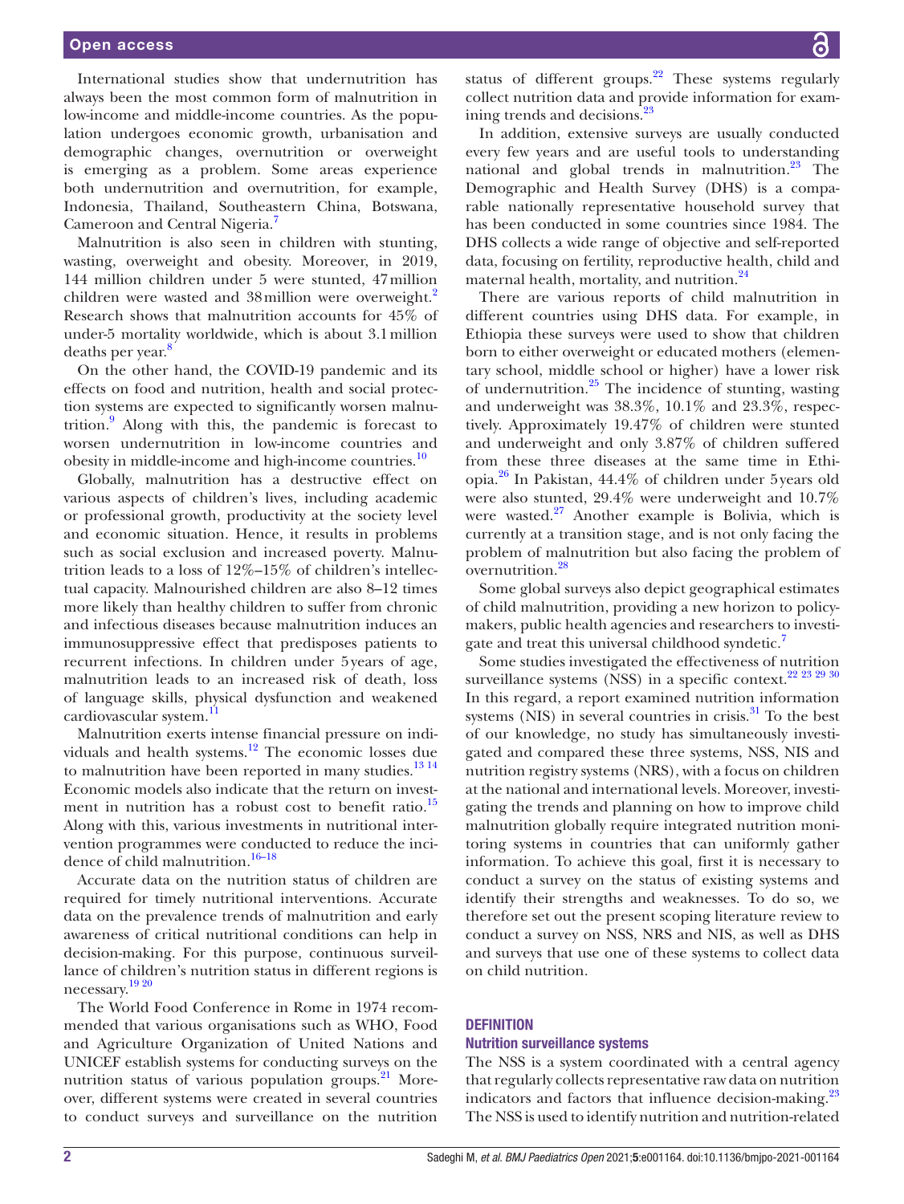International studies show that undernutrition has always been the most common form of malnutrition in low-income and middle-income countries. As the population undergoes economic growth, urbanisation and demographic changes, overnutrition or overweight is emerging as a problem. Some areas experience both undernutrition and overnutrition, for example, Indonesia, Thailand, Southeastern China, Botswana, Cameroon and Central Nigeria.[7]

Malnutrition is also seen in children with stunting, wasting, overweight and obesity. Moreover, in 2019, 144 million children under 5 were stunted, 47 million children were wasted and 38 million were overweight.[2] Research shows that malnutrition accounts for 45% of under-5 mortality worldwide, which is about 3.1 million deaths per year.[8]

On the other hand, the COVID-19 pandemic and its effects on food and nutrition, health and social protection systems are expected to significantly worsen malnutrition.[9] Along with this, the pandemic is forecast to worsen undernutrition in low-income countries and obesity in middle-income and high-income countries.[10]

Globally, malnutrition has a destructive effect on various aspects of children's lives, including academic or professional growth, productivity at the society level and economic situation. Hence, it results in problems such as social exclusion and increased poverty. Malnutrition leads to a loss of 12%–15% of children's intellectual capacity. Malnourished children are also 8–12 times more likely than healthy children to suffer from chronic and infectious diseases because malnutrition induces an immunosuppressive effect that predisposes patients to recurrent infections. In children under 5 years of age, malnutrition leads to an increased risk of death, loss of language skills, physical dysfunction and weakened cardiovascular system.[11]

Malnutrition exerts intense financial pressure on individuals and health systems.[12] The economic losses due to malnutrition have been reported in many studies.[13 14] Economic models also indicate that the return on investment in nutrition has a robust cost to benefit ratio.[15] Along with this, various investments in nutritional intervention programmes were conducted to reduce the incidence of child malnutrition.[16–18]

Accurate data on the nutrition status of children are required for timely nutritional interventions. Accurate data on the prevalence trends of malnutrition and early awareness of critical nutritional conditions can help in decision-making. For this purpose, continuous surveillance of children's nutrition status in different regions is necessary.[19 20]

The World Food Conference in Rome in 1974 recommended that various organisations such as WHO, Food and Agriculture Organization of United Nations and UNICEF establish systems for conducting surveys on the nutrition status of various population groups.[21] Moreover, different systems were created in several countries to conduct surveys and surveillance on the nutrition status of different groups.[22] These systems regularly collect nutrition data and provide information for examining trends and decisions.[23]

In addition, extensive surveys are usually conducted every few years and are useful tools to understanding national and global trends in malnutrition.[23] The Demographic and Health Survey (DHS) is a comparable nationally representative household survey that has been conducted in some countries since 1984. The DHS collects a wide range of objective and self-reported data, focusing on fertility, reproductive health, child and maternal health, mortality, and nutrition.[24]

There are various reports of child malnutrition in different countries using DHS data. For example, in Ethiopia these surveys were used to show that children born to either overweight or educated mothers (elementary school, middle school or higher) have a lower risk of undernutrition.[25] The incidence of stunting, wasting and underweight was 38.3%, 10.1% and 23.3%, respectively. Approximately 19.47% of children were stunted and underweight and only 3.87% of children suffered from these three diseases at the same time in Ethiopia.[26] In Pakistan, 44.4% of children under 5 years old were also stunted, 29.4% were underweight and 10.7% were wasted.[27] Another example is Bolivia, which is currently at a transition stage, and is not only facing the problem of malnutrition but also facing the problem of overnutrition.[28]

Some global surveys also depict geographical estimates of child malnutrition, providing a new horizon to policymakers, public health agencies and researchers to investigate and treat this universal childhood syndetic.[7]

Some studies investigated the effectiveness of nutrition surveillance systems (NSS) in a specific context.[22 23 29 30] In this regard, a report examined nutrition information systems (NIS) in several countries in crisis.[31] To the best of our knowledge, no study has simultaneously investigated and compared these three systems, NSS, NIS and nutrition registry systems (NRS), with a focus on children at the national and international levels. Moreover, investigating the trends and planning on how to improve child malnutrition globally require integrated nutrition monitoring systems in countries that can uniformly gather information. To achieve this goal, first it is necessary to conduct a survey on the status of existing systems and identify their strengths and weaknesses. To do so, we therefore set out the present scoping literature review to conduct a survey on NSS, NRS and NIS, as well as DHS and surveys that use one of these systems to collect data on child nutrition.

## DEFINITION

### Nutrition surveillance systems

The NSS is a system coordinated with a central agency that regularly collects representative raw data on nutrition indicators and factors that influence decision-making.[23] The NSS is used to identify nutrition and nutrition-related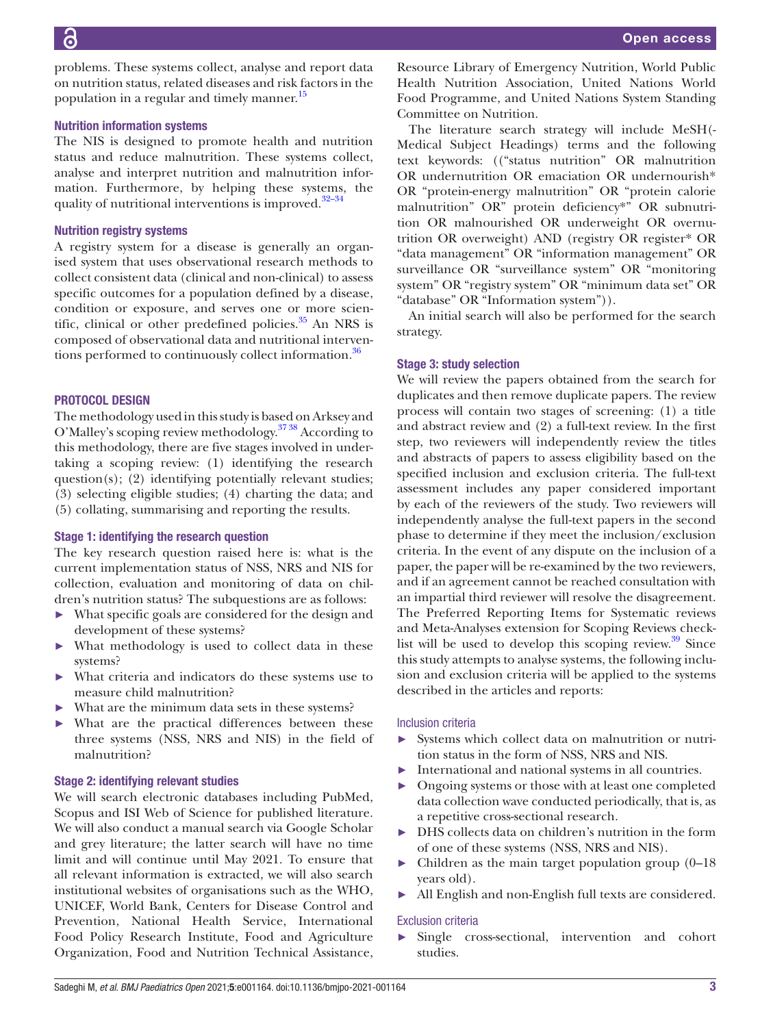problems. These systems collect, analyse and report data on nutrition status, related diseases and risk factors in the population in a regular and timely manner.[15]

### Nutrition information systems

The NIS is designed to promote health and nutrition status and reduce malnutrition. These systems collect, analyse and interpret nutrition and malnutrition information. Furthermore, by helping these systems, the quality of nutritional interventions is improved.[32–34]

### Nutrition registry systems

A registry system for a disease is generally an organised system that uses observational research methods to collect consistent data (clinical and non-clinical) to assess specific outcomes for a population defined by a disease, condition or exposure, and serves one or more scientific, clinical or other predefined policies.[35] An NRS is composed of observational data and nutritional interventions performed to continuously collect information.[36]

## PROTOCOL DESIGN

The methodology used in this study is based on Arksey and O'Malley's scoping review methodology.[37 38] According to this methodology, there are five stages involved in undertaking a scoping review: (1) identifying the research question(s); (2) identifying potentially relevant studies; (3) selecting eligible studies; (4) charting the data; and (5) collating, summarising and reporting the results.

### Stage 1: identifying the research question

The key research question raised here is: what is the current implementation status of NSS, NRS and NIS for collection, evaluation and monitoring of data on children's nutrition status? The subquestions are as follows:

- What specific goals are considered for the design and development of these systems?
- What methodology is used to collect data in these systems?
- What criteria and indicators do these systems use to measure child malnutrition?
- What are the minimum data sets in these systems?
- What are the practical differences between these three systems (NSS, NRS and NIS) in the field of malnutrition?

### Stage 2: identifying relevant studies

We will search electronic databases including PubMed, Scopus and ISI Web of Science for published literature. We will also conduct a manual search via Google Scholar and grey literature; the latter search will have no time limit and will continue until May 2021. To ensure that all relevant information is extracted, we will also search institutional websites of organisations such as the WHO, UNICEF, World Bank, Centers for Disease Control and Prevention, National Health Service, International Food Policy Research Institute, Food and Agriculture Organization, Food and Nutrition Technical Assistance, Resource Library of Emergency Nutrition, World Public Health Nutrition Association, United Nations World Food Programme, and United Nations System Standing Committee on Nutrition.

The literature search strategy will include MeSH(Medical Subject Headings) terms and the following text keywords: (("status nutrition" OR malnutrition OR undernutrition OR emaciation OR undernourish* OR "protein-energy malnutrition" OR "protein calorie malnutrition" OR" protein deficiency*" OR subnutrition OR malnourished OR underweight OR overnutrition OR overweight) AND (registry OR register* OR "data management" OR "information management" OR surveillance OR "surveillance system" OR "monitoring system" OR "registry system" OR "minimum data set" OR "database" OR "Information system")).

An initial search will also be performed for the search strategy.

### Stage 3: study selection

We will review the papers obtained from the search for duplicates and then remove duplicate papers. The review process will contain two stages of screening: (1) a title and abstract review and (2) a full-text review. In the first step, two reviewers will independently review the titles and abstracts of papers to assess eligibility based on the specified inclusion and exclusion criteria. The full-text assessment includes any paper considered important by each of the reviewers of the study. Two reviewers will independently analyse the full-text papers in the second phase to determine if they meet the inclusion/exclusion criteria. In the event of any dispute on the inclusion of a paper, the paper will be re-examined by the two reviewers, and if an agreement cannot be reached consultation with an impartial third reviewer will resolve the disagreement. The Preferred Reporting Items for Systematic reviews and Meta-Analyses extension for Scoping Reviews checklist will be used to develop this scoping review.[39] Since this study attempts to analyse systems, the following inclusion and exclusion criteria will be applied to the systems described in the articles and reports:

#### Inclusion criteria

- Systems which collect data on malnutrition or nutrition status in the form of NSS, NRS and NIS.
- International and national systems in all countries.
- Ongoing systems or those with at least one completed data collection wave conducted periodically, that is, as a repetitive cross-sectional research.
- DHS collects data on children's nutrition in the form of one of these systems (NSS, NRS and NIS).
- Children as the main target population group (0–18 years old).
- All English and non-English full texts are considered.

#### Exclusion criteria

- Single cross-sectional, intervention and cohort studies.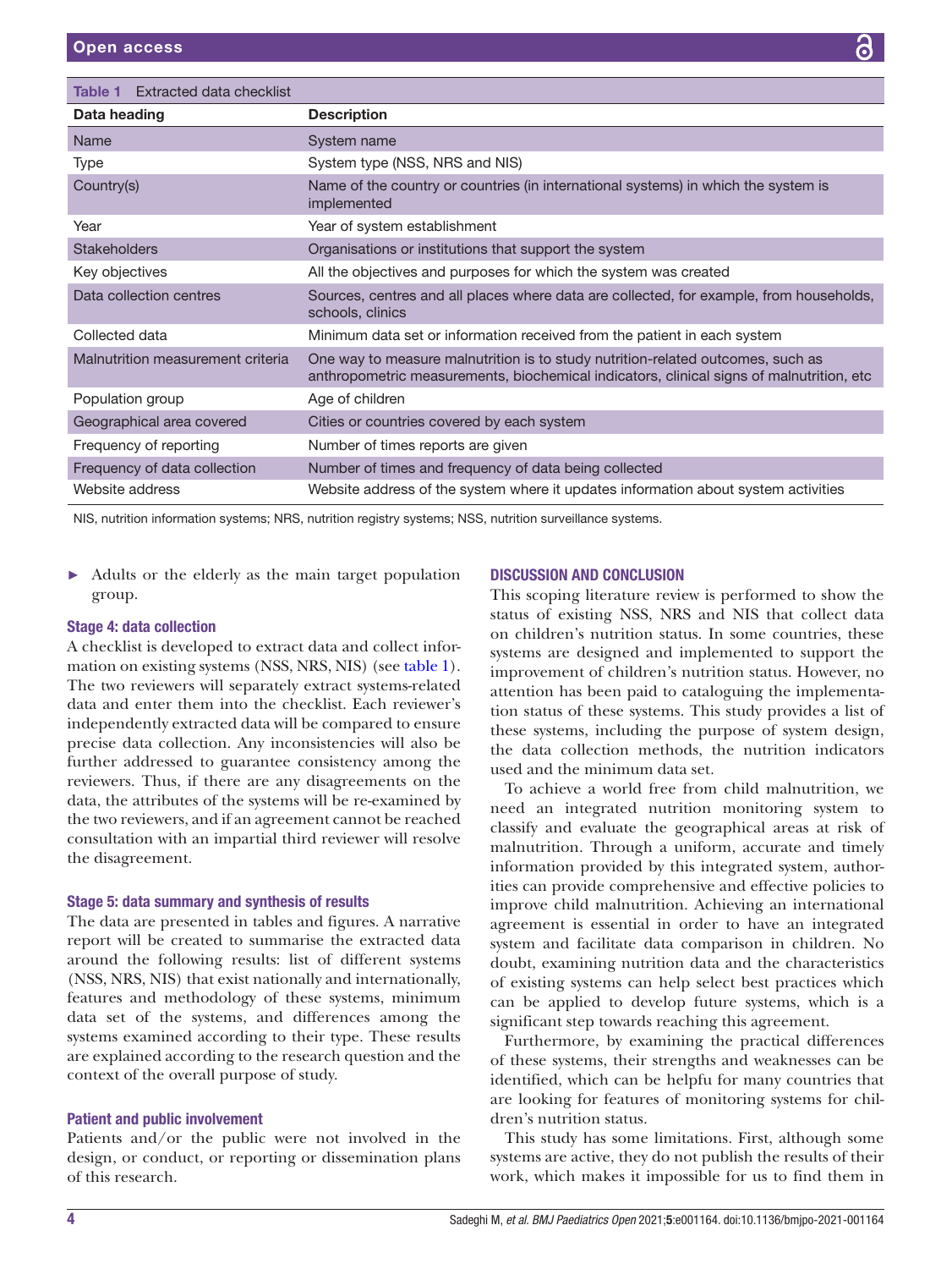Table 1 Extracted data checklist

| Data heading | Description |
|---|---|
| Name | System name |
| Type | System type (NSS, NRS and NIS) |
| Country(s) | Name of the country or countries (in international systems) in which the system is implemented |
| Year | Year of system establishment |
| Stakeholders | Organisations or institutions that support the system |
| Key objectives | All the objectives and purposes for which the system was created |
| Data collection centres | Sources, centres and all places where data are collected, for example, from households, schools, clinics |
| Collected data | Minimum data set or information received from the patient in each system |
| Malnutrition measurement criteria | One way to measure malnutrition is to study nutrition-related outcomes, such as anthropometric measurements, biochemical indicators, clinical signs of malnutrition, etc |
| Population group | Age of children |
| Geographical area covered | Cities or countries covered by each system |
| Frequency of reporting | Number of times reports are given |
| Frequency of data collection | Number of times and frequency of data being collected |
| Website address | Website address of the system where it updates information about system activities |

NIS, nutrition information systems; NRS, nutrition registry systems; NSS, nutrition surveillance systems.

- Adults or the elderly as the main target population group.

### Stage 4: data collection

A checklist is developed to extract data and collect information on existing systems (NSS, NRS, NIS) (see table 1). The two reviewers will separately extract systems-related data and enter them into the checklist. Each reviewer's independently extracted data will be compared to ensure precise data collection. Any inconsistencies will also be further addressed to guarantee consistency among the reviewers. Thus, if there are any disagreements on the data, the attributes of the systems will be re-examined by the two reviewers, and if an agreement cannot be reached consultation with an impartial third reviewer will resolve the disagreement.

### Stage 5: data summary and synthesis of results

The data are presented in tables and figures. A narrative report will be created to summarise the extracted data around the following results: list of different systems (NSS, NRS, NIS) that exist nationally and internationally, features and methodology of these systems, minimum data set of the systems, and differences among the systems examined according to their type. These results are explained according to the research question and the context of the overall purpose of study.

### Patient and public involvement

Patients and/or the public were not involved in the design, or conduct, or reporting or dissemination plans of this research.

## DISCUSSION AND CONCLUSION

This scoping literature review is performed to show the status of existing NSS, NRS and NIS that collect data on children's nutrition status. In some countries, these systems are designed and implemented to support the improvement of children's nutrition status. However, no attention has been paid to cataloguing the implementation status of these systems. This study provides a list of these systems, including the purpose of system design, the data collection methods, the nutrition indicators used and the minimum data set.

To achieve a world free from child malnutrition, we need an integrated nutrition monitoring system to classify and evaluate the geographical areas at risk of malnutrition. Through a uniform, accurate and timely information provided by this integrated system, authorities can provide comprehensive and effective policies to improve child malnutrition. Achieving an international agreement is essential in order to have an integrated system and facilitate data comparison in children. No doubt, examining nutrition data and the characteristics of existing systems can help select best practices which can be applied to develop future systems, which is a significant step towards reaching this agreement.

Furthermore, by examining the practical differences of these systems, their strengths and weaknesses can be identified, which can be helpfu for many countries that are looking for features of monitoring systems for children's nutrition status.

This study has some limitations. First, although some systems are active, they do not publish the results of their work, which makes it impossible for us to find them in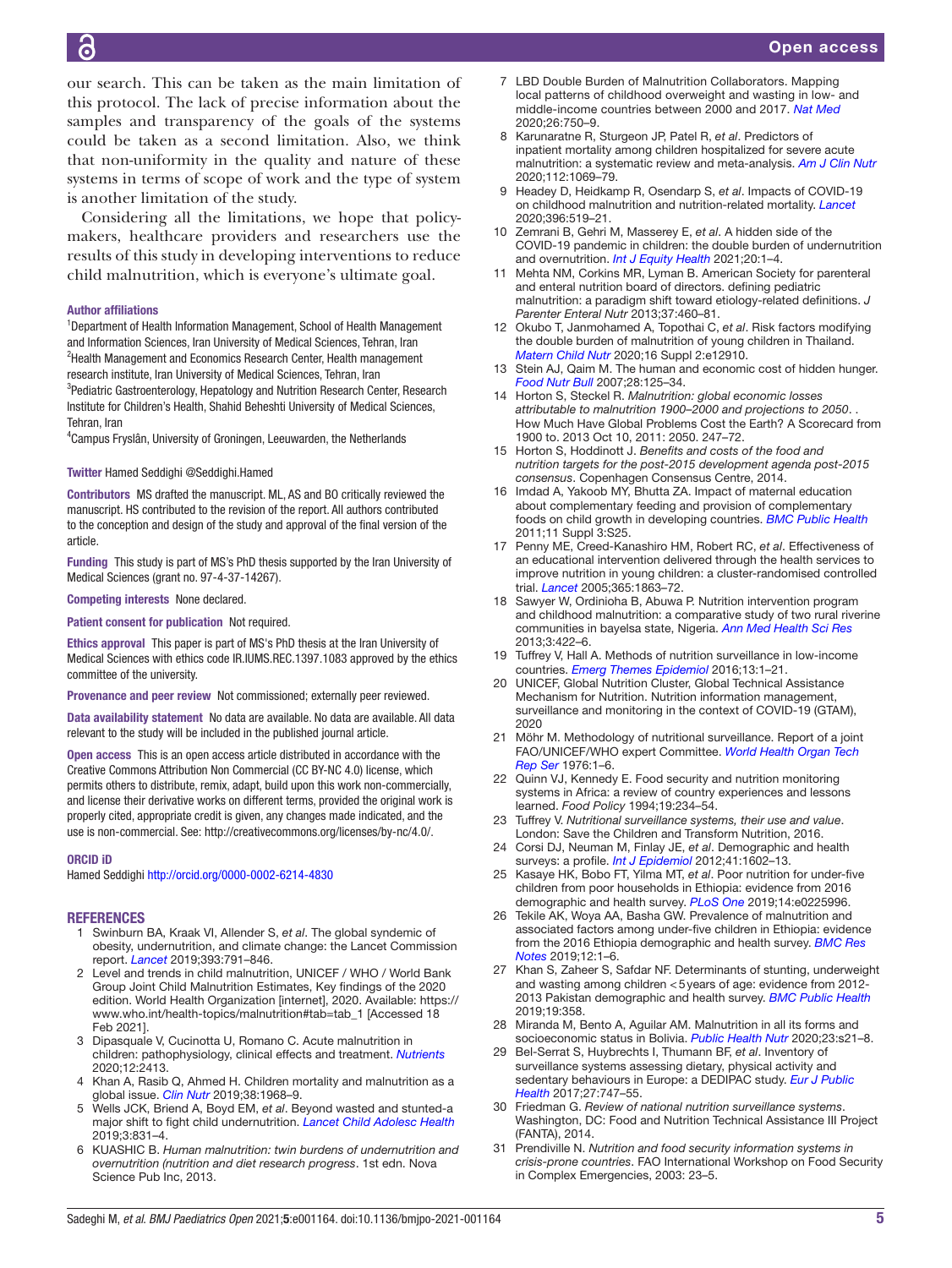our search. This can be taken as the main limitation of this protocol. The lack of precise information about the samples and transparency of the goals of the systems could be taken as a second limitation. Also, we think that non-uniformity in the quality and nature of these systems in terms of scope of work and the type of system is another limitation of the study.

Considering all the limitations, we hope that policymakers, healthcare providers and researchers use the results of this study in developing interventions to reduce child malnutrition, which is everyone's ultimate goal.

**Author affiliations**

[1]Department of Health Information Management, School of Health Management and Information Sciences, Iran University of Medical Sciences, Tehran, Iran
[2]Health Management and Economics Research Center, Health management research institute, Iran University of Medical Sciences, Tehran, Iran
[3]Pediatric Gastroenterology, Hepatology and Nutrition Research Center, Research Institute for Children's Health, Shahid Beheshti University of Medical Sciences, Tehran, Iran
[4]Campus Fryslân, University of Groningen, Leeuwarden, the Netherlands

**Twitter** Hamed Seddighi @Seddighi.Hamed

**Contributors** MS drafted the manuscript. ML, AS and BO critically reviewed the manuscript. HS contributed to the revision of the report. All authors contributed to the conception and design of the study and approval of the final version of the article.

**Funding** This study is part of MS's PhD thesis supported by the Iran University of Medical Sciences (grant no. 97-4-37-14267).

**Competing interests** None declared.

**Patient consent for publication** Not required.

**Ethics approval** This paper is part of MS's PhD thesis at the Iran University of Medical Sciences with ethics code IR.IUMS.REC.1397.1083 approved by the ethics committee of the university.

**Provenance and peer review** Not commissioned; externally peer reviewed.

**Data availability statement** No data are available. No data are available. All data relevant to the study will be included in the published journal article.

**Open access** This is an open access article distributed in accordance with the Creative Commons Attribution Non Commercial (CC BY-NC 4.0) license, which permits others to distribute, remix, adapt, build upon this work non-commercially, and license their derivative works on different terms, provided the original work is properly cited, appropriate credit is given, any changes made indicated, and the use is non-commercial. See: http://creativecommons.org/licenses/by-nc/4.0/.

**ORCID iD**

Hamed Seddighi http://orcid.org/0000-0002-6214-4830

## REFERENCES

1. Swinburn BA, Kraak VI, Allender S, *et al*. The global syndemic of obesity, undernutrition, and climate change: the Lancet Commission report. *Lancet* 2019;393:791–846.
2. Level and trends in child malnutrition, UNICEF / WHO / World Bank Group Joint Child Malnutrition Estimates, Key findings of the 2020 edition. World Health Organization [internet], 2020. Available: https://www.who.int/health-topics/malnutrition#tab=tab_1 [Accessed 18 Feb 2021].
3. Dipasquale V, Cucinotta U, Romano C. Acute malnutrition in children: pathophysiology, clinical effects and treatment. *Nutrients* 2020;12:2413.
4. Khan A, Rasib Q, Ahmed H. Children mortality and malnutrition as a global issue. *Clin Nutr* 2019;38:1968–9.
5. Wells JCK, Briend A, Boyd EM, *et al*. Beyond wasted and stunted-a major shift to fight child undernutrition. *Lancet Child Adolesc Health* 2019;3:831–4.
6. KUASHIC B. *Human malnutrition: twin burdens of undernutrition and overnutrition (nutrition and diet research progress*. 1st edn. Nova Science Pub Inc, 2013.
7. LBD Double Burden of Malnutrition Collaborators. Mapping local patterns of childhood overweight and wasting in low- and middle-income countries between 2000 and 2017. *Nat Med* 2020;26:750–9.
8. Karunaratne R, Sturgeon JP, Patel R, *et al*. Predictors of inpatient mortality among children hospitalized for severe acute malnutrition: a systematic review and meta-analysis. *Am J Clin Nutr* 2020;112:1069–79.
9. Headey D, Heidkamp R, Osendarp S, *et al*. Impacts of COVID-19 on childhood malnutrition and nutrition-related mortality. *Lancet* 2020;396:519–21.
10. Zemrani B, Gehri M, Masserey E, *et al*. A hidden side of the COVID-19 pandemic in children: the double burden of undernutrition and overnutrition. *Int J Equity Health* 2021;20:1–4.
11. Mehta NM, Corkins MR, Lyman B. American Society for parenteral and enteral nutrition board of directors. defining pediatric malnutrition: a paradigm shift toward etiology-related definitions. *J Parenter Enteral Nutr* 2013;37:460–81.
12. Okubo T, Janmohamed A, Topothai C, *et al*. Risk factors modifying the double burden of malnutrition of young children in Thailand. *Matern Child Nutr* 2020;16 Suppl 2:e12910.
13. Stein AJ, Qaim M. The human and economic cost of hidden hunger. *Food Nutr Bull* 2007;28:125–34.
14. Horton S, Steckel R. *Malnutrition: global economic losses attributable to malnutrition 1900–2000 and projections to 2050*. . How Much Have Global Problems Cost the Earth? A Scorecard from 1900 to. 2013 Oct 10, 2011: 2050. 247–72.
15. Horton S, Hoddinott J. *Benefits and costs of the food and nutrition targets for the post-2015 development agenda post-2015 consensus*. Copenhagen Consensus Centre, 2014.
16. Imdad A, Yakoob MY, Bhutta ZA. Impact of maternal education about complementary feeding and provision of complementary foods on child growth in developing countries. *BMC Public Health* 2011;11 Suppl 3:S25.
17. Penny ME, Creed-Kanashiro HM, Robert RC, *et al*. Effectiveness of an educational intervention delivered through the health services to improve nutrition in young children: a cluster-randomised controlled trial. *Lancet* 2005;365:1863–72.
18. Sawyer W, Ordinioha B, Abuwa P. Nutrition intervention program and childhood malnutrition: a comparative study of two rural riverine communities in bayelsa state, Nigeria. *Ann Med Health Sci Res* 2013;3:422–6.
19. Tuffrey V, Hall A. Methods of nutrition surveillance in low-income countries. *Emerg Themes Epidemiol* 2016;13:1–21.
20. UNICEF, Global Nutrition Cluster, Global Technical Assistance Mechanism for Nutrition. Nutrition information management, surveillance and monitoring in the context of COVID-19 (GTAM), 2020
21. Möhr M. Methodology of nutritional surveillance. Report of a joint FAO/UNICEF/WHO expert Committee. *World Health Organ Tech Rep Ser* 1976:1–6.
22. Quinn VJ, Kennedy E. Food security and nutrition monitoring systems in Africa: a review of country experiences and lessons learned. *Food Policy* 1994;19:234–54.
23. Tuffrey V. *Nutritional surveillance systems, their use and value*. London: Save the Children and Transform Nutrition, 2016.
24. Corsi DJ, Neuman M, Finlay JE, *et al*. Demographic and health surveys: a profile. *Int J Epidemiol* 2012;41:1602–13.
25. Kasaye HK, Bobo FT, Yilma MT, *et al*. Poor nutrition for under-five children from poor households in Ethiopia: evidence from 2016 demographic and health survey. *PLoS One* 2019;14:e0225996.
26. Tekile AK, Woya AA, Basha GW. Prevalence of malnutrition and associated factors among under-five children in Ethiopia: evidence from the 2016 Ethiopia demographic and health survey. *BMC Res Notes* 2019;12:1–6.
27. Khan S, Zaheer S, Safdar NF. Determinants of stunting, underweight and wasting among children <5 years of age: evidence from 2012-2013 Pakistan demographic and health survey. *BMC Public Health* 2019;19:358.
28. Miranda M, Bento A, Aguilar AM. Malnutrition in all its forms and socioeconomic status in Bolivia. *Public Health Nutr* 2020;23:s21–8.
29. Bel-Serrat S, Huybrechts I, Thumann BF, *et al*. Inventory of surveillance systems assessing dietary, physical activity and sedentary behaviours in Europe: a DEDIPAC study. *Eur J Public Health* 2017;27:747–55.
30. Friedman G. *Review of national nutrition surveillance systems*. Washington, DC: Food and Nutrition Technical Assistance III Project (FANTA), 2014.
31. Prendiville N. *Nutrition and food security information systems in crisis-prone countries*. FAO International Workshop on Food Security in Complex Emergencies, 2003: 23–5.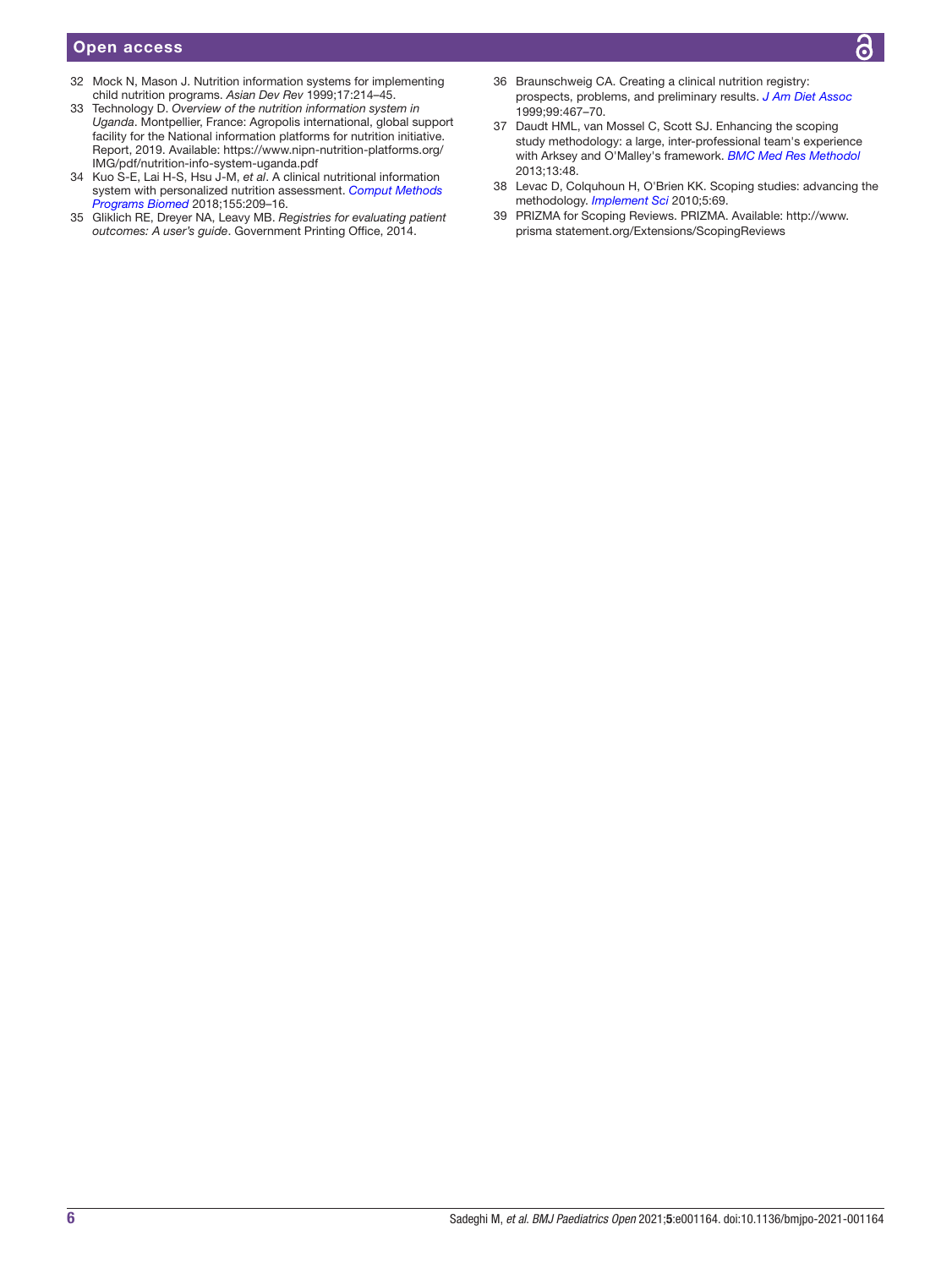32 Mock N, Mason J. Nutrition information systems for implementing child nutrition programs. *Asian Dev Rev* 1999;17:214–45.
33 Technology D. *Overview of the nutrition information system in Uganda*. Montpellier, France: Agropolis international, global support facility for the National information platforms for nutrition initiative. Report, 2019. Available: https://www.nipn-nutrition-platforms.org/IMG/pdf/nutrition-info-system-uganda.pdf
34 Kuo S-E, Lai H-S, Hsu J-M, *et al*. A clinical nutritional information system with personalized nutrition assessment. *Comput Methods Programs Biomed* 2018;155:209–16.
35 Gliklich RE, Dreyer NA, Leavy MB. *Registries for evaluating patient outcomes: A user's guide*. Government Printing Office, 2014.
36 Braunschweig CA. Creating a clinical nutrition registry: prospects, problems, and preliminary results. *J Am Diet Assoc* 1999;99:467–70.
37 Daudt HML, van Mossel C, Scott SJ. Enhancing the scoping study methodology: a large, inter-professional team's experience with Arksey and O'Malley's framework. *BMC Med Res Methodol* 2013;13:48.
38 Levac D, Colquhoun H, O'Brien KK. Scoping studies: advancing the methodology. *Implement Sci* 2010;5:69.
39 PRIZMA for Scoping Reviews. PRIZMA. Available: http://www.prisma statement.org/Extensions/ScopingReviews